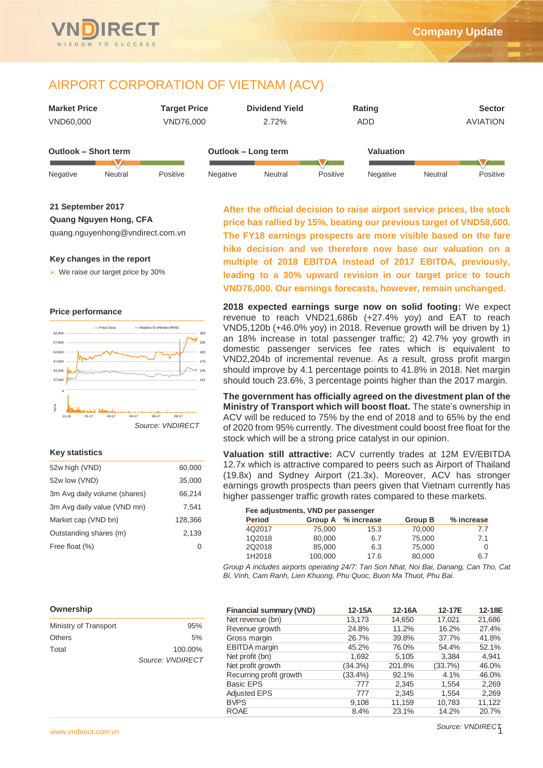Company Update

# AIRPORT CORPORATION OF VIETNAM (ACV)

| Market Price | Target Price | Dividend Yield | Rating | Sector |
|---|---|---|---|---|
| VND60,000 | VND76,000 | 2.72% | ADD | AVIATION |

| Outlook – Short term | Outlook – Long term | Valuation |
|---|---|---|
| Negative / Neutral / Positive | Negative / Neutral / Positive | Negative / Neutral / Positive |

**21 September 2017**
**Quang Nguyen Hong, CFA**
quang.nguyenhong@vndirect.com.vn

### Key changes in the report

- We raise our target price by 30%

### Price performance

Source: VNDIRECT

### Key statistics

| | |
|---|---|
| 52w high (VND) | 60,000 |
| 52w low (VND) | 35,000 |
| 3m Avg daily volume (shares) | 66,214 |
| 3m Avg daily value (VND mn) | 7,541 |
| Market cap (VND bn) | 128,366 |
| Outstanding shares (m) | 2,139 |
| Free float (%) | 0 |

### Ownership

| | |
|---|---|
| Ministry of Transport | 95% |
| Others | 5% |
| Total | 100.00% |

Source: VNDIRECT

**After the official decision to raise airport service prices, the stock price has rallied by 15%, beating our previous target of VND58,600. The FY18 earnings prospects are more visible based on the fare hike decision and we therefore now base our valuation on a multiple of 2018 EBITDA instead of 2017 EBITDA, previously, leading to a 30% upward revision in our target price to touch VND76,000. Our earnings forecasts, however, remain unchanged.**

**2018 expected earnings surge now on solid footing:** We expect revenue to reach VND21,686b (+27.4% yoy) and EAT to reach VND5,120b (+46.0% yoy) in 2018. Revenue growth will be driven by 1) an 18% increase in total passenger traffic; 2) 42.7% yoy growth in domestic passenger services fee rates which is equivalent to VND2,204b of incremental revenue. As a result, gross profit margin should improve by 4.1 percentage points to 41.8% in 2018. Net margin should touch 23.6%, 3 percentage points higher than the 2017 margin.

**The government has officially agreed on the divestment plan of the Ministry of Transport which will boost float.** The state's ownership in ACV will be reduced to 75% by the end of 2018 and to 65% by the end of 2020 from 95% currently. The divestment could boost free float for the stock which will be a strong price catalyst in our opinion.

**Valuation still attractive:** ACV currently trades at 12M EV/EBITDA 12.7x which is attractive compared to peers such as Airport of Thailand (19.8x) and Sydney Airport (21.3x). Moreover, ACV has stronger earnings growth prospects than peers given that Vietnam currently has higher passenger traffic growth rates compared to these markets.

**Fee adjustments, VND per passenger**

| Period | Group A | % increase | Group B | % increase |
|---|---|---|---|---|
| 4Q2017 | 75,000 | 15.3 | 70,000 | 7.7 |
| 1Q2018 | 80,000 | 6.7 | 75,000 | 7.1 |
| 2Q2018 | 85,000 | 6.3 | 75,000 | 0 |
| 1H2018 | 100,000 | 17.6 | 80,000 | 6.7 |

*Group A includes airports operating 24/7: Tan Son Nhat, Noi Bai, Danang, Can Tho, Cat Bi, Vinh, Cam Ranh, Lien Khuong, Phu Quoc, Buon Ma Thuot, Phu Bai.*

| Financial summary (VND) | 12-15A | 12-16A | 12-17E | 12-18E |
|---|---|---|---|---|
| Net revenue (bn) | 13,173 | 14,650 | 17,021 | 21,686 |
| Revenue growth | 24.8% | 11.2% | 16.2% | 27.4% |
| Gross margin | 26.7% | 39.8% | 37.7% | 41.8% |
| EBITDA margin | 45.2% | 76.0% | 54.4% | 52.1% |
| Net profit (bn) | 1,692 | 5,105 | 3,384 | 4,941 |
| Net profit growth | (34.3%) | 201.8% | (33.7%) | 46.0% |
| Recurring profit growth | (33.4%) | 92.1% | 4.1% | 46.0% |
| Basic EPS | 777 | 2,345 | 1,554 | 2,269 |
| Adjusted EPS | 777 | 2,345 | 1,554 | 2,269 |
| BVPS | 9,108 | 11,159 | 10,783 | 11,122 |
| ROAE | 8.4% | 23.1% | 14.2% | 20.7% |

Source: VNDIRECT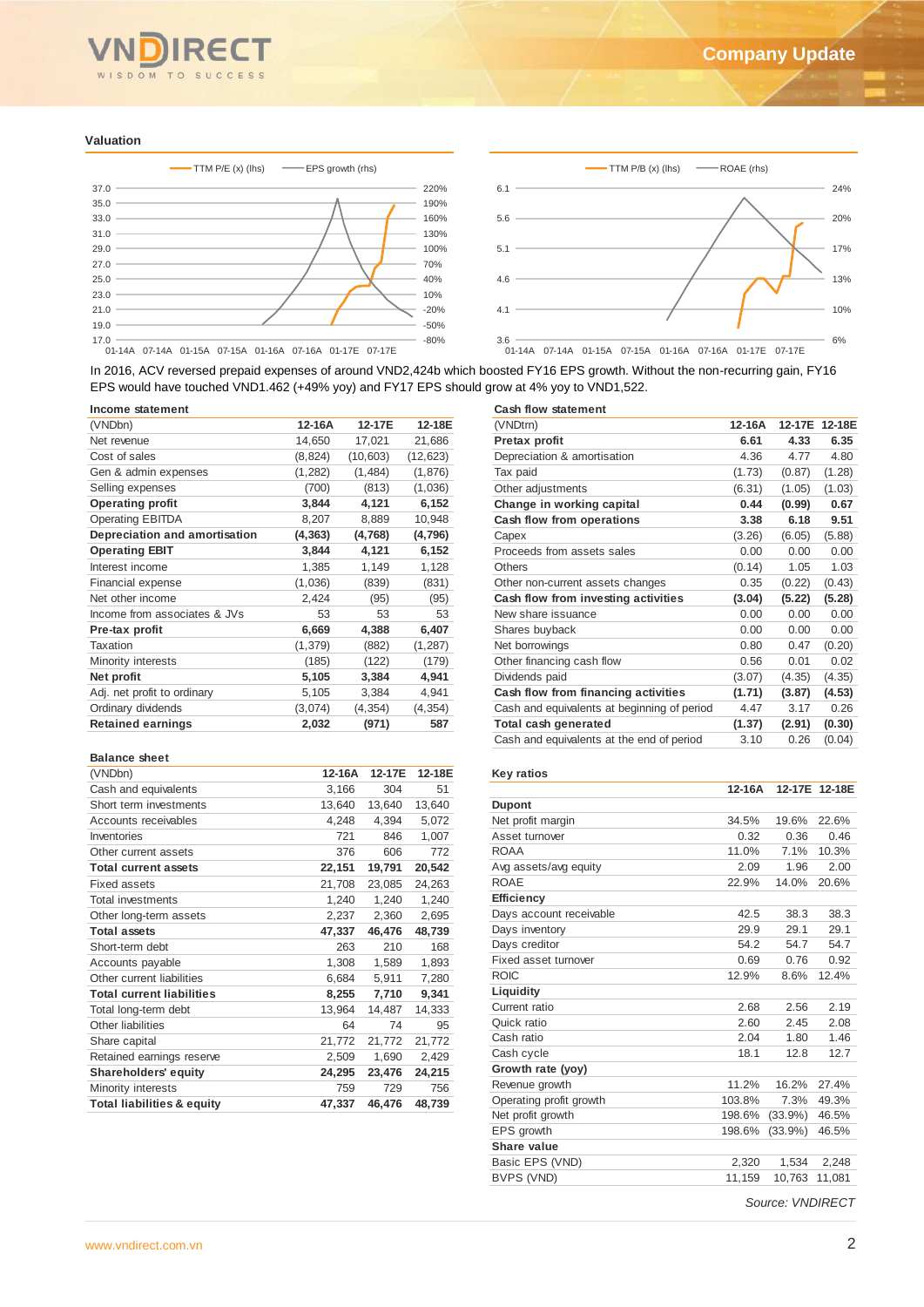## Valuation

In 2016, ACV reversed prepaid expenses of around VND2,424b which boosted FY16 EPS growth. Without the non-recurring gain, FY16 EPS would have touched VND1.462 (+49% yoy) and FY17 EPS should grow at 4% yoy to VND1,522.

### Income statement

| (VNDbn) | 12-16A | 12-17E | 12-18E |
|---|---|---|---|
| Net revenue | 14,650 | 17,021 | 21,686 |
| Cost of sales | (8,824) | (10,603) | (12,623) |
| Gen & admin expenses | (1,282) | (1,484) | (1,876) |
| Selling expenses | (700) | (813) | (1,036) |
| **Operating profit** | **3,844** | **4,121** | **6,152** |
| Operating EBITDA | 8,207 | 8,889 | 10,948 |
| **Depreciation and amortisation** | **(4,363)** | **(4,768)** | **(4,796)** |
| **Operating EBIT** | **3,844** | **4,121** | **6,152** |
| Interest income | 1,385 | 1,149 | 1,128 |
| Financial expense | (1,036) | (839) | (831) |
| Net other income | 2,424 | (95) | (95) |
| Income from associates & JVs | 53 | 53 | 53 |
| **Pre-tax profit** | **6,669** | **4,388** | **6,407** |
| Taxation | (1,379) | (882) | (1,287) |
| Minority interests | (185) | (122) | (179) |
| **Net profit** | **5,105** | **3,384** | **4,941** |
| Adj. net profit to ordinary | 5,105 | 3,384 | 4,941 |
| Ordinary dividends | (3,074) | (4,354) | (4,354) |
| **Retained earnings** | **2,032** | **(971)** | **587** |

### Cash flow statement

| (VNDtrn) | 12-16A | 12-17E | 12-18E |
|---|---|---|---|
| **Pretax profit** | **6.61** | **4.33** | **6.35** |
| Depreciation & amortisation | 4.36 | 4.77 | 4.80 |
| Tax paid | (1.73) | (0.87) | (1.28) |
| Other adjustments | (6.31) | (1.05) | (1.03) |
| **Change in working capital** | **0.44** | **(0.99)** | **0.67** |
| **Cash flow from operations** | **3.38** | **6.18** | **9.51** |
| Capex | (3.26) | (6.05) | (5.88) |
| Proceeds from assets sales | 0.00 | 0.00 | 0.00 |
| Others | (0.14) | 1.05 | 1.03 |
| Other non-current assets changes | 0.35 | (0.22) | (0.43) |
| **Cash flow from investing activities** | **(3.04)** | **(5.22)** | **(5.28)** |
| New share issuance | 0.00 | 0.00 | 0.00 |
| Shares buyback | 0.00 | 0.00 | 0.00 |
| Net borrowings | 0.80 | 0.47 | (0.20) |
| Other financing cash flow | 0.56 | 0.01 | 0.02 |
| Dividends paid | (3.07) | (4.35) | (4.35) |
| **Cash flow from financing activities** | **(1.71)** | **(3.87)** | **(4.53)** |
| Cash and equivalents at beginning of period | 4.47 | 3.17 | 0.26 |
| **Total cash generated** | **(1.37)** | **(2.91)** | **(0.30)** |
| Cash and equivalents at the end of period | 3.10 | 0.26 | (0.04) |

### Balance sheet

| (VNDbn) | 12-16A | 12-17E | 12-18E |
|---|---|---|---|
| Cash and equivalents | 3,166 | 304 | 51 |
| Short term investments | 13,640 | 13,640 | 13,640 |
| Accounts receivables | 4,248 | 4,394 | 5,072 |
| Inventories | 721 | 846 | 1,007 |
| Other current assets | 376 | 606 | 772 |
| **Total current assets** | **22,151** | **19,791** | **20,542** |
| Fixed assets | 21,708 | 23,085 | 24,263 |
| Total investments | 1,240 | 1,240 | 1,240 |
| Other long-term assets | 2,237 | 2,360 | 2,695 |
| **Total assets** | **47,337** | **46,476** | **48,739** |
| Short-term debt | 263 | 210 | 168 |
| Accounts payable | 1,308 | 1,589 | 1,893 |
| Other current liabilities | 6,684 | 5,911 | 7,280 |
| **Total current liabilities** | **8,255** | **7,710** | **9,341** |
| Total long-term debt | 13,964 | 14,487 | 14,333 |
| Other liabilities | 64 | 74 | 95 |
| Share capital | 21,772 | 21,772 | 21,772 |
| Retained earnings reserve | 2,509 | 1,690 | 2,429 |
| **Shareholders' equity** | **24,295** | **23,476** | **24,215** |
| Minority interests | 759 | 729 | 756 |
| **Total liabilities & equity** | **47,337** | **46,476** | **48,739** |

### Key ratios

| | 12-16A | 12-17E | 12-18E |
|---|---|---|---|
| **Dupont** | | | |
| Net profit margin | 34.5% | 19.6% | 22.6% |
| Asset turnover | 0.32 | 0.36 | 0.46 |
| ROAA | 11.0% | 7.1% | 10.3% |
| Avg assets/avg equity | 2.09 | 1.96 | 2.00 |
| ROAE | 22.9% | 14.0% | 20.6% |
| **Efficiency** | | | |
| Days account receivable | 42.5 | 38.3 | 38.3 |
| Days inventory | 29.9 | 29.1 | 29.1 |
| Days creditor | 54.2 | 54.7 | 54.7 |
| Fixed asset turnover | 0.69 | 0.76 | 0.92 |
| ROIC | 12.9% | 8.6% | 12.4% |
| **Liquidity** | | | |
| Current ratio | 2.68 | 2.56 | 2.19 |
| Quick ratio | 2.60 | 2.45 | 2.08 |
| Cash ratio | 2.04 | 1.80 | 1.46 |
| Cash cycle | 18.1 | 12.8 | 12.7 |
| **Growth rate (yoy)** | | | |
| Revenue growth | 11.2% | 16.2% | 27.4% |
| Operating profit growth | 103.8% | 7.3% | 49.3% |
| Net profit growth | 198.6% | (33.9%) | 46.5% |
| EPS growth | 198.6% | (33.9%) | 46.5% |
| **Share value** | | | |
| Basic EPS (VND) | 2,320 | 1,534 | 2,248 |
| BVPS (VND) | 11,159 | 10,763 | 11,081 |

*Source: VNDIRECT*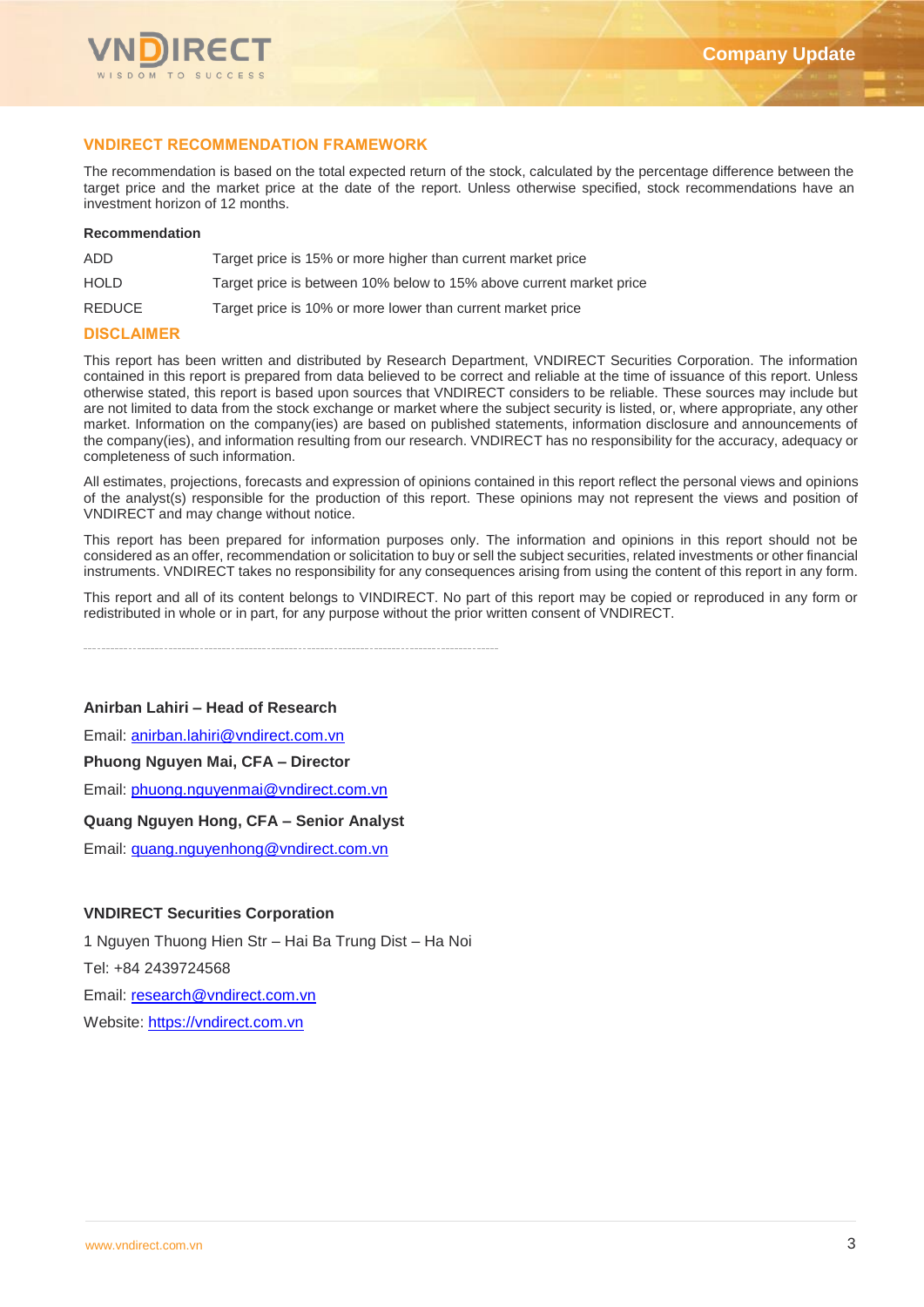## VNDIRECT RECOMMENDATION FRAMEWORK

The recommendation is based on the total expected return of the stock, calculated by the percentage difference between the target price and the market price at the date of the report. Unless otherwise specified, stock recommendations have an investment horizon of 12 months.

**Recommendation**

| | |
|---|---|
| ADD | Target price is 15% or more higher than current market price |
| HOLD | Target price is between 10% below to 15% above current market price |
| REDUCE | Target price is 10% or more lower than current market price |

## DISCLAIMER

This report has been written and distributed by Research Department, VNDIRECT Securities Corporation. The information contained in this report is prepared from data believed to be correct and reliable at the time of issuance of this report. Unless otherwise stated, this report is based upon sources that VNDIRECT considers to be reliable. These sources may include but are not limited to data from the stock exchange or market where the subject security is listed, or, where appropriate, any other market. Information on the company(ies) are based on published statements, information disclosure and announcements of the company(ies), and information resulting from our research. VNDIRECT has no responsibility for the accuracy, adequacy or completeness of such information.

All estimates, projections, forecasts and expression of opinions contained in this report reflect the personal views and opinions of the analyst(s) responsible for the production of this report. These opinions may not represent the views and position of VNDIRECT and may change without notice.

This report has been prepared for information purposes only. The information and opinions in this report should not be considered as an offer, recommendation or solicitation to buy or sell the subject securities, related investments or other financial instruments. VNDIRECT takes no responsibility for any consequences arising from using the content of this report in any form.

This report and all of its content belongs to VINDIRECT. No part of this report may be copied or reproduced in any form or redistributed in whole or in part, for any purpose without the prior written consent of VNDIRECT.

---

**Anirban Lahiri – Head of Research**

Email: anirban.lahiri@vndirect.com.vn

**Phuong Nguyen Mai, CFA – Director**

Email: phuong.nguyenmai@vndirect.com.vn

**Quang Nguyen Hong, CFA – Senior Analyst**

Email: quang.nguyenhong@vndirect.com.vn

**VNDIRECT Securities Corporation**

1 Nguyen Thuong Hien Str – Hai Ba Trung Dist – Ha Noi

Tel: +84 2439724568

Email: research@vndirect.com.vn

Website: https://vndirect.com.vn